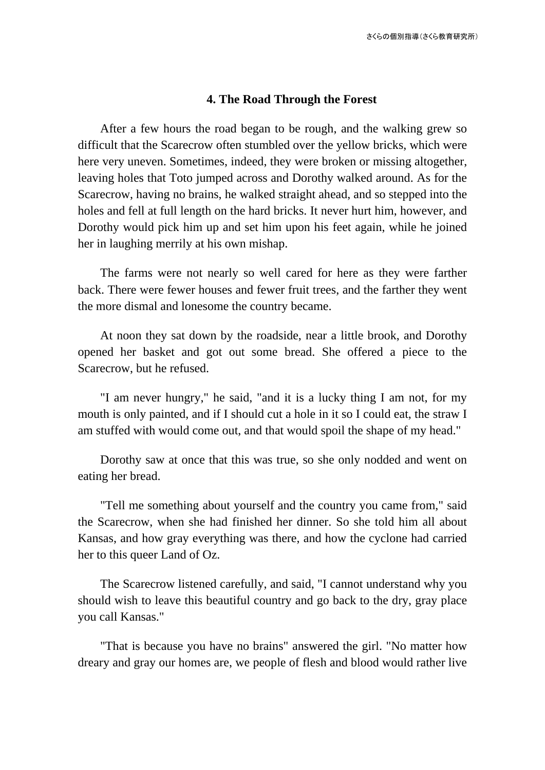## 4. The Road Through the Forest

After a few hours the road began to be rough, and the walking grew so difficult that the Scarecrow often stumbled over the yellow bricks, which were here very uneven. Sometimes, indeed, they were broken or missing altogether, leaving holes that Toto jumped across and Dorothy walked around. As for the Scarecrow, having no brains, he walked straight ahead, and so stepped into the holes and fell at full length on the hard bricks. It never hurt him, however, and Dorothy would pick him up and set him upon his feet again, while he joined her in laughing merrily at his own mishap.

The farms were not nearly so well cared for here as they were farther back. There were fewer houses and fewer fruit trees, and the farther they went the more dismal and lonesome the country became.

At noon they sat down by the roadside, near a little brook, and Dorothy opened her basket and got out some bread. She offered a piece to the Scarecrow, but he refused.

"I am never hungry," he said, "and it is a lucky thing I am not, for my mouth is only painted, and if I should cut a hole in it so I could eat, the straw I am stuffed with would come out, and that would spoil the shape of my head."

Dorothy saw at once that this was true, so she only nodded and went on eating her bread.

"Tell me something about yourself and the country you came from," said the Scarecrow, when she had finished her dinner. So she told him all about Kansas, and how gray everything was there, and how the cyclone had carried her to this queer Land of Oz.

The Scarecrow listened carefully, and said, "I cannot understand why you should wish to leave this beautiful country and go back to the dry, gray place you call Kansas."

"That is because you have no brains" answered the girl. "No matter how dreary and gray our homes are, we people of flesh and blood would rather live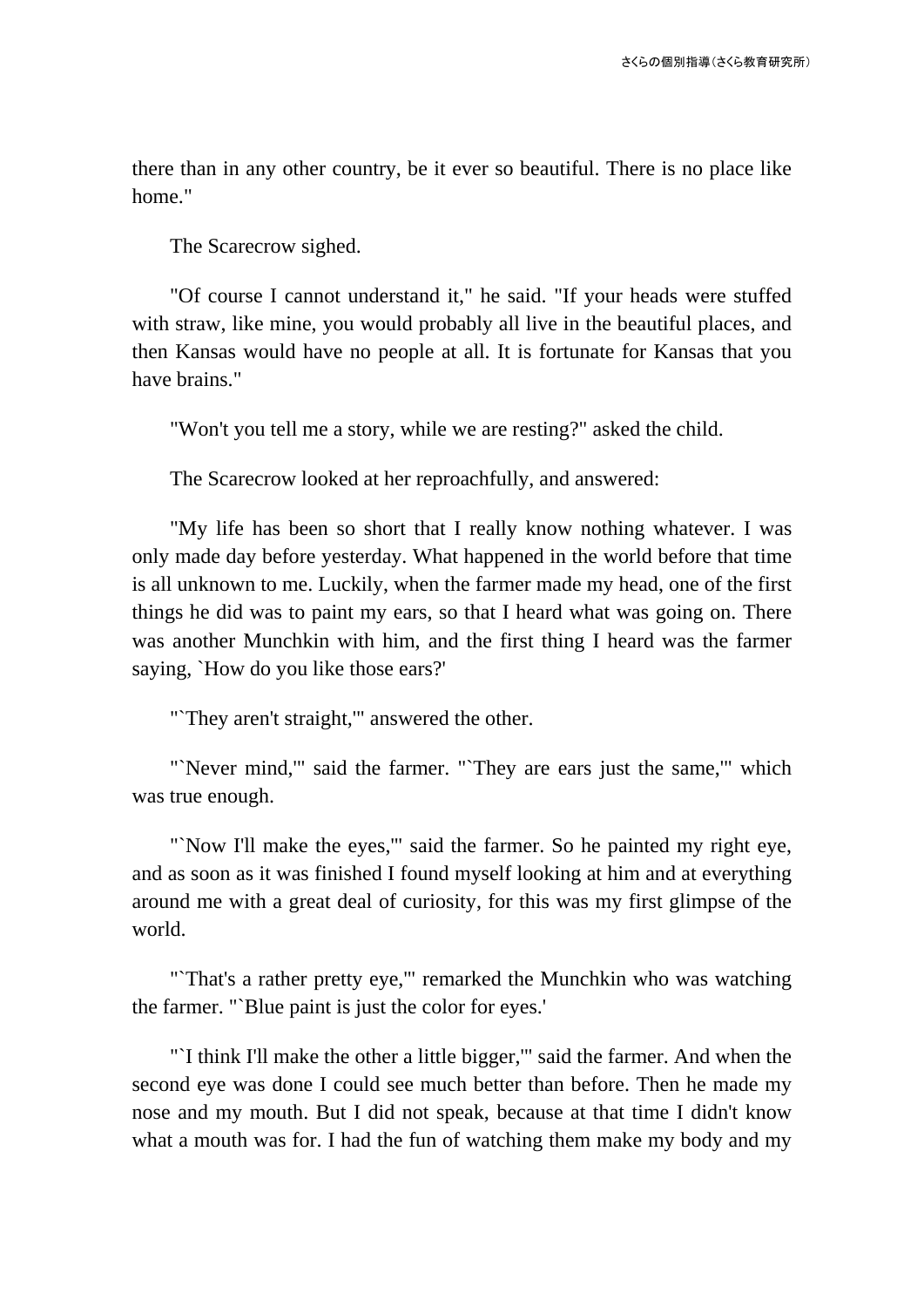there than in any other country, be it ever so beautiful. There is no place like home."

The Scarecrow sighed.

"Of course I cannot understand it," he said. "If your heads were stuffed with straw, like mine, you would probably all live in the beautiful places, and then Kansas would have no people at all. It is fortunate for Kansas that you have brains."

"Won't you tell me a story, while we are resting?" asked the child.

The Scarecrow looked at her reproachfully, and answered:

"My life has been so short that I really know nothing whatever. I was only made day before yesterday. What happened in the world before that time is all unknown to me. Luckily, when the farmer made my head, one of the first things he did was to paint my ears, so that I heard what was going on. There was another Munchkin with him, and the first thing I heard was the farmer saying, `How do you like those ears?'

"`They aren't straight,'" answered the other.

"`Never mind,'" said the farmer. "`They are ears just the same,'" which was true enough.

"`Now I'll make the eyes,'" said the farmer. So he painted my right eye, and as soon as it was finished I found myself looking at him and at everything around me with a great deal of curiosity, for this was my first glimpse of the world.

"`That's a rather pretty eye,'" remarked the Munchkin who was watching the farmer. "`Blue paint is just the color for eyes.'

"`I think I'll make the other a little bigger,'" said the farmer. And when the second eye was done I could see much better than before. Then he made my nose and my mouth. But I did not speak, because at that time I didn't know what a mouth was for. I had the fun of watching them make my body and my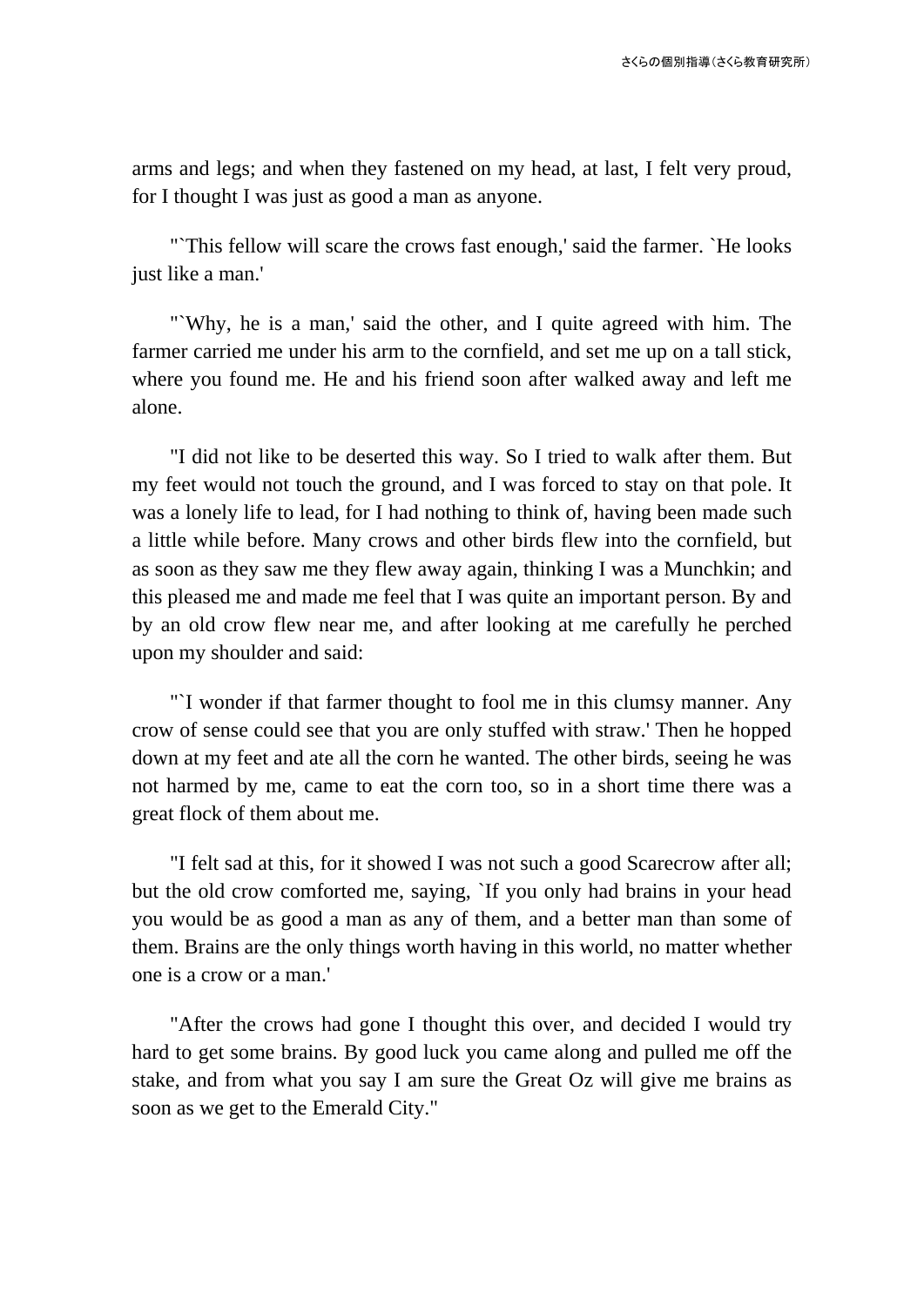arms and legs; and when they fastened on my head, at last, I felt very proud, for I thought I was just as good a man as anyone.

"`This fellow will scare the crows fast enough,' said the farmer. `He looks just like a man.'

"`Why, he is a man,' said the other, and I quite agreed with him. The farmer carried me under his arm to the cornfield, and set me up on a tall stick, where you found me. He and his friend soon after walked away and left me alone.

"I did not like to be deserted this way. So I tried to walk after them. But my feet would not touch the ground, and I was forced to stay on that pole. It was a lonely life to lead, for I had nothing to think of, having been made such a little while before. Many crows and other birds flew into the cornfield, but as soon as they saw me they flew away again, thinking I was a Munchkin; and this pleased me and made me feel that I was quite an important person. By and by an old crow flew near me, and after looking at me carefully he perched upon my shoulder and said:

"`I wonder if that farmer thought to fool me in this clumsy manner. Any crow of sense could see that you are only stuffed with straw.' Then he hopped down at my feet and ate all the corn he wanted. The other birds, seeing he was not harmed by me, came to eat the corn too, so in a short time there was a great flock of them about me.

"I felt sad at this, for it showed I was not such a good Scarecrow after all; but the old crow comforted me, saying, `If you only had brains in your head you would be as good a man as any of them, and a better man than some of them. Brains are the only things worth having in this world, no matter whether one is a crow or a man.'

"After the crows had gone I thought this over, and decided I would try hard to get some brains. By good luck you came along and pulled me off the stake, and from what you say I am sure the Great Oz will give me brains as soon as we get to the Emerald City."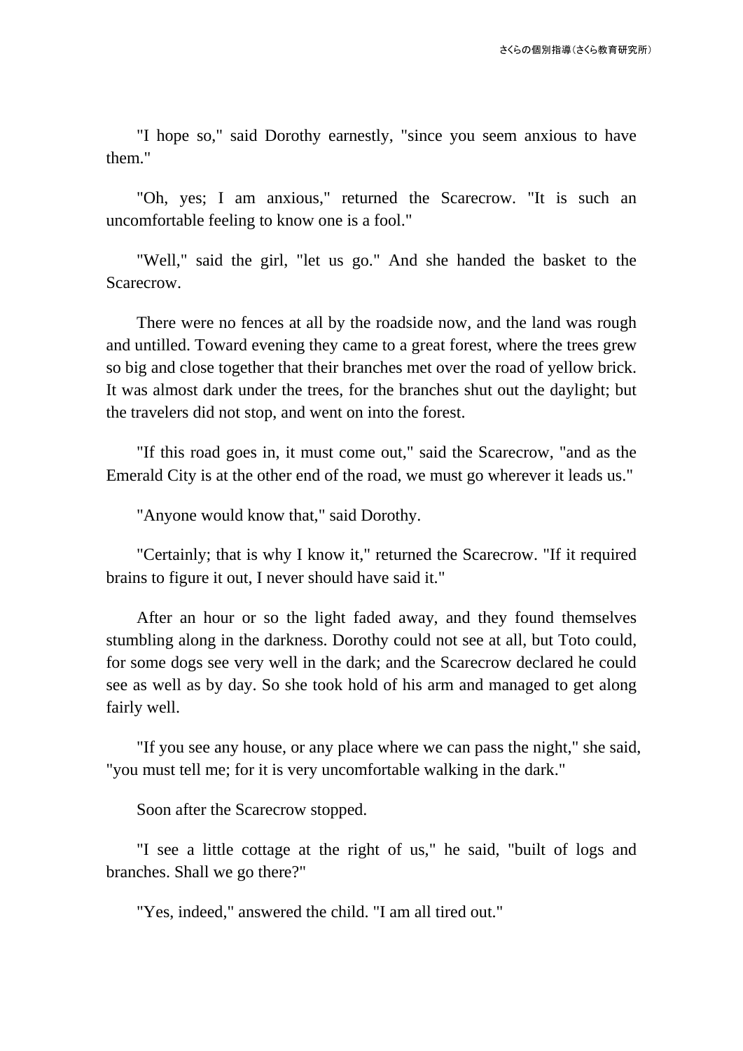"I hope so," said Dorothy earnestly, "since you seem anxious to have them."

"Oh, yes; I am anxious," returned the Scarecrow. "It is such an uncomfortable feeling to know one is a fool."

"Well," said the girl, "let us go." And she handed the basket to the Scarecrow.

There were no fences at all by the roadside now, and the land was rough and untilled. Toward evening they came to a great forest, where the trees grew so big and close together that their branches met over the road of yellow brick. It was almost dark under the trees, for the branches shut out the daylight; but the travelers did not stop, and went on into the forest.

"If this road goes in, it must come out," said the Scarecrow, "and as the Emerald City is at the other end of the road, we must go wherever it leads us."

"Anyone would know that," said Dorothy.

"Certainly; that is why I know it," returned the Scarecrow. "If it required brains to figure it out, I never should have said it."

After an hour or so the light faded away, and they found themselves stumbling along in the darkness. Dorothy could not see at all, but Toto could, for some dogs see very well in the dark; and the Scarecrow declared he could see as well as by day. So she took hold of his arm and managed to get along fairly well.

"If you see any house, or any place where we can pass the night," she said, "you must tell me; for it is very uncomfortable walking in the dark."

Soon after the Scarecrow stopped.

"I see a little cottage at the right of us," he said, "built of logs and branches. Shall we go there?"

"Yes, indeed," answered the child. "I am all tired out."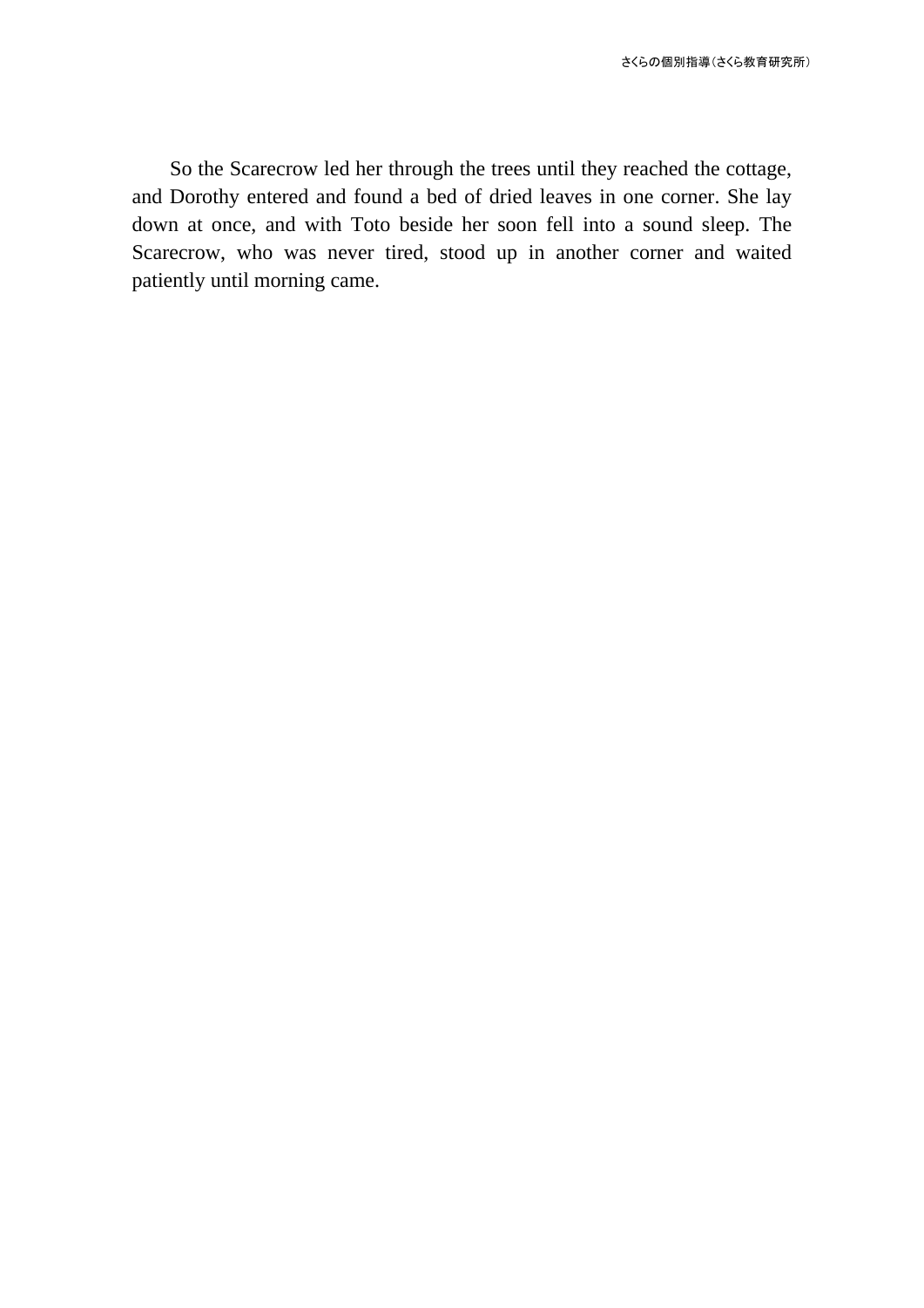So the Scarecrow led her through the trees until they reached the cottage, and Dorothy entered and found a bed of dried leaves in one corner. She lay down at once, and with Toto beside her soon fell into a sound sleep. The Scarecrow, who was never tired, stood up in another corner and waited patiently until morning came.